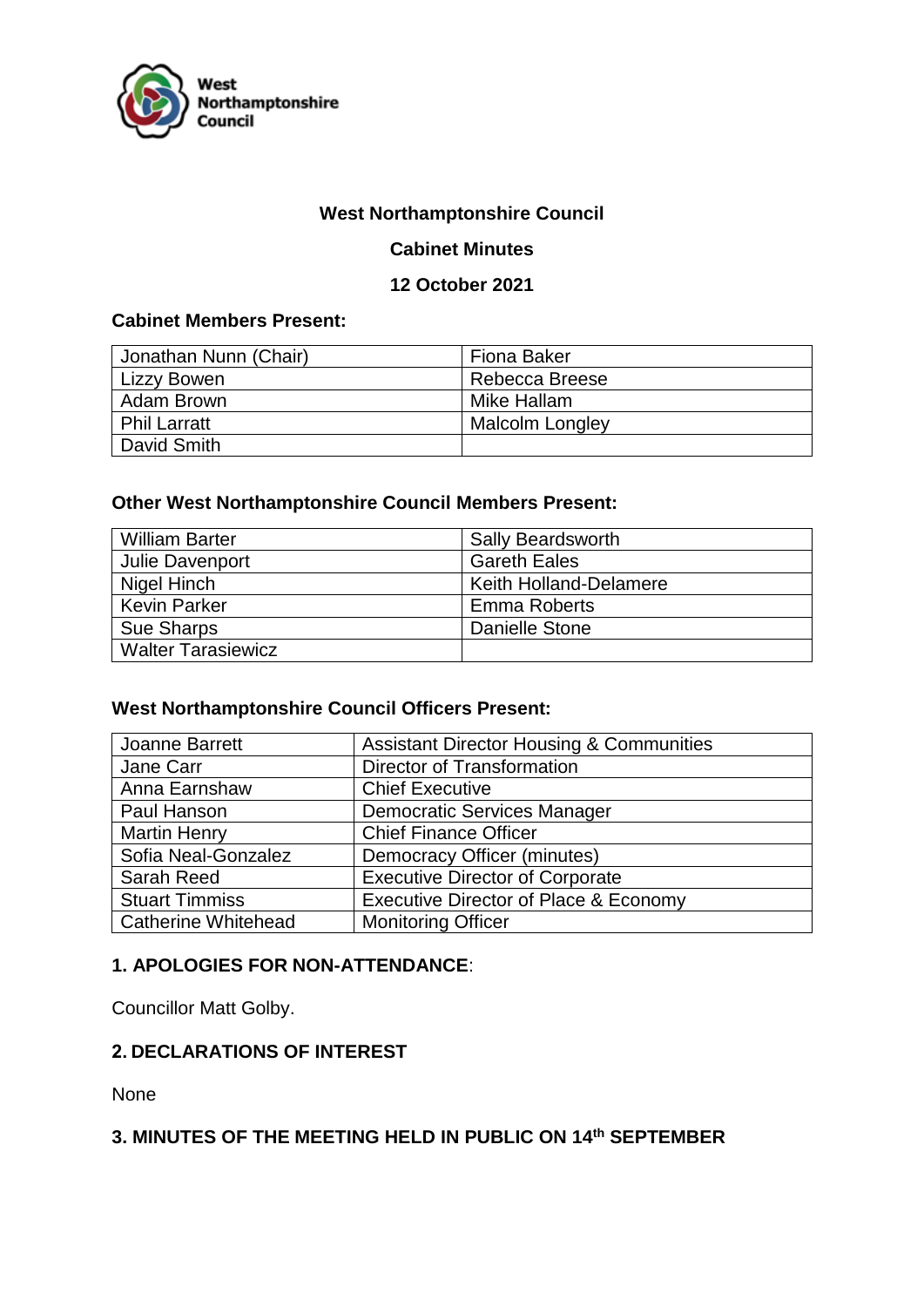# West Northamptonshire Council

## Cabinet Minutes

## 12 October 2021

### Cabinet Members Present:

| | |
|---|---|
| Jonathan Nunn (Chair) | Fiona Baker |
| Lizzy Bowen | Rebecca Breese |
| Adam Brown | Mike Hallam |
| Phil Larratt | Malcolm Longley |
| David Smith | |

### Other West Northamptonshire Council Members Present:

| | |
|---|---|
| William Barter | Sally Beardsworth |
| Julie Davenport | Gareth Eales |
| Nigel Hinch | Keith Holland-Delamere |
| Kevin Parker | Emma Roberts |
| Sue Sharps | Danielle Stone |
| Walter Tarasiewicz | |

### West Northamptonshire Council Officers Present:

| | |
|---|---|
| Joanne Barrett | Assistant Director Housing & Communities |
| Jane Carr | Director of Transformation |
| Anna Earnshaw | Chief Executive |
| Paul Hanson | Democratic Services Manager |
| Martin Henry | Chief Finance Officer |
| Sofia Neal-Gonzalez | Democracy Officer (minutes) |
| Sarah Reed | Executive Director of Corporate |
| Stuart Timmiss | Executive Director of Place & Economy |
| Catherine Whitehead | Monitoring Officer |

### 1. APOLOGIES FOR NON-ATTENDANCE:

Councillor Matt Golby.

### 2. DECLARATIONS OF INTEREST

None

### 3. MINUTES OF THE MEETING HELD IN PUBLIC ON 14th SEPTEMBER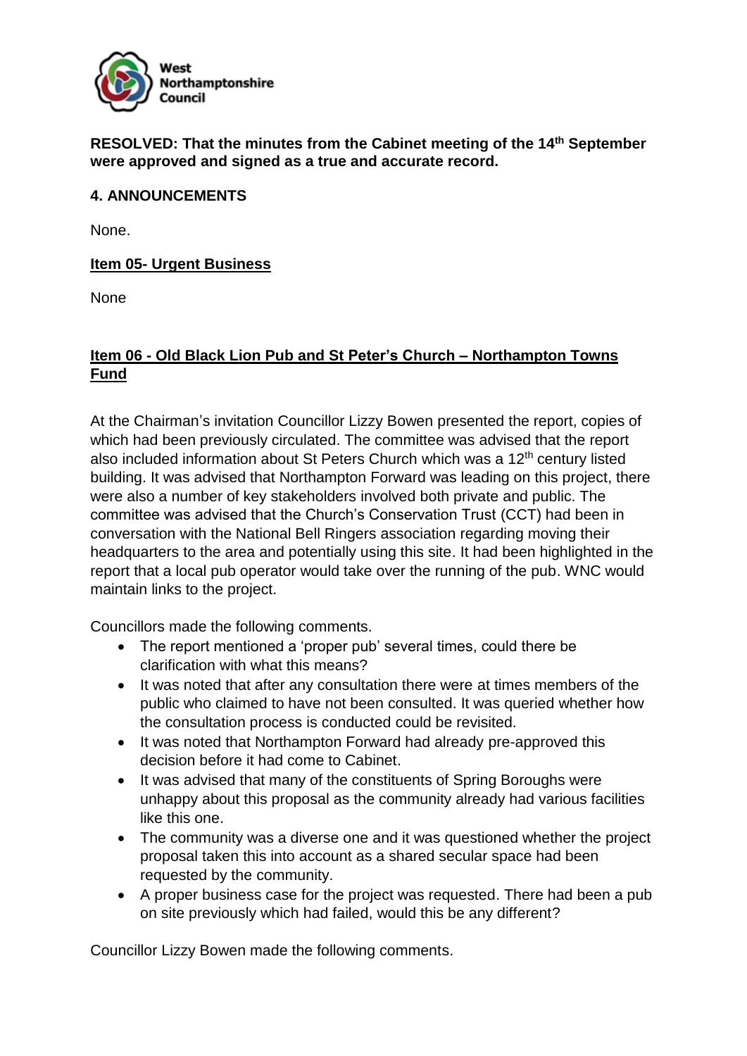**RESOLVED: That the minutes from the Cabinet meeting of the 14th September were approved and signed as a true and accurate record.**

**4. ANNOUNCEMENTS**

None.

**Item 05- Urgent Business**

None

**Item 06 - Old Black Lion Pub and St Peter's Church – Northampton Towns Fund**

At the Chairman's invitation Councillor Lizzy Bowen presented the report, copies of which had been previously circulated. The committee was advised that the report also included information about St Peters Church which was a 12th century listed building. It was advised that Northampton Forward was leading on this project, there were also a number of key stakeholders involved both private and public. The committee was advised that the Church's Conservation Trust (CCT) had been in conversation with the National Bell Ringers association regarding moving their headquarters to the area and potentially using this site. It had been highlighted in the report that a local pub operator would take over the running of the pub. WNC would maintain links to the project.

Councillors made the following comments.

- The report mentioned a 'proper pub' several times, could there be clarification with what this means?
- It was noted that after any consultation there were at times members of the public who claimed to have not been consulted. It was queried whether how the consultation process is conducted could be revisited.
- It was noted that Northampton Forward had already pre-approved this decision before it had come to Cabinet.
- It was advised that many of the constituents of Spring Boroughs were unhappy about this proposal as the community already had various facilities like this one.
- The community was a diverse one and it was questioned whether the project proposal taken this into account as a shared secular space had been requested by the community.
- A proper business case for the project was requested. There had been a pub on site previously which had failed, would this be any different?

Councillor Lizzy Bowen made the following comments.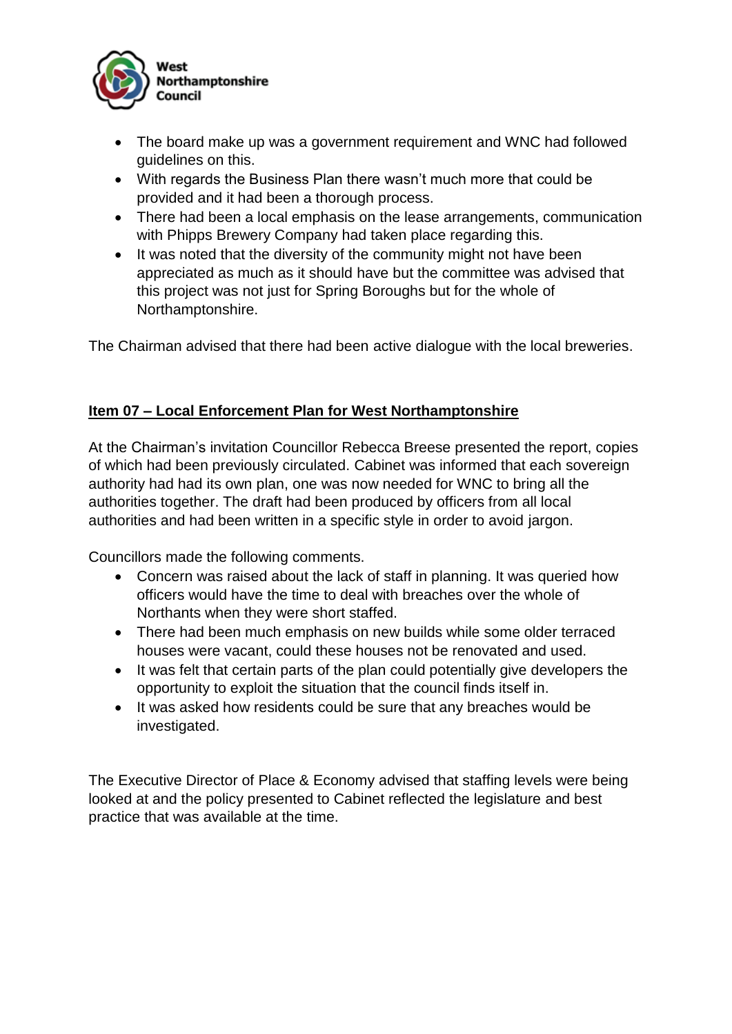- The board make up was a government requirement and WNC had followed guidelines on this.
- With regards the Business Plan there wasn't much more that could be provided and it had been a thorough process.
- There had been a local emphasis on the lease arrangements, communication with Phipps Brewery Company had taken place regarding this.
- It was noted that the diversity of the community might not have been appreciated as much as it should have but the committee was advised that this project was not just for Spring Boroughs but for the whole of Northamptonshire.

The Chairman advised that there had been active dialogue with the local breweries.

**Item 07 – Local Enforcement Plan for West Northamptonshire**

At the Chairman's invitation Councillor Rebecca Breese presented the report, copies of which had been previously circulated. Cabinet was informed that each sovereign authority had had its own plan, one was now needed for WNC to bring all the authorities together. The draft had been produced by officers from all local authorities and had been written in a specific style in order to avoid jargon.

Councillors made the following comments.

- Concern was raised about the lack of staff in planning. It was queried how officers would have the time to deal with breaches over the whole of Northants when they were short staffed.
- There had been much emphasis on new builds while some older terraced houses were vacant, could these houses not be renovated and used.
- It was felt that certain parts of the plan could potentially give developers the opportunity to exploit the situation that the council finds itself in.
- It was asked how residents could be sure that any breaches would be investigated.

The Executive Director of Place & Economy advised that staffing levels were being looked at and the policy presented to Cabinet reflected the legislature and best practice that was available at the time.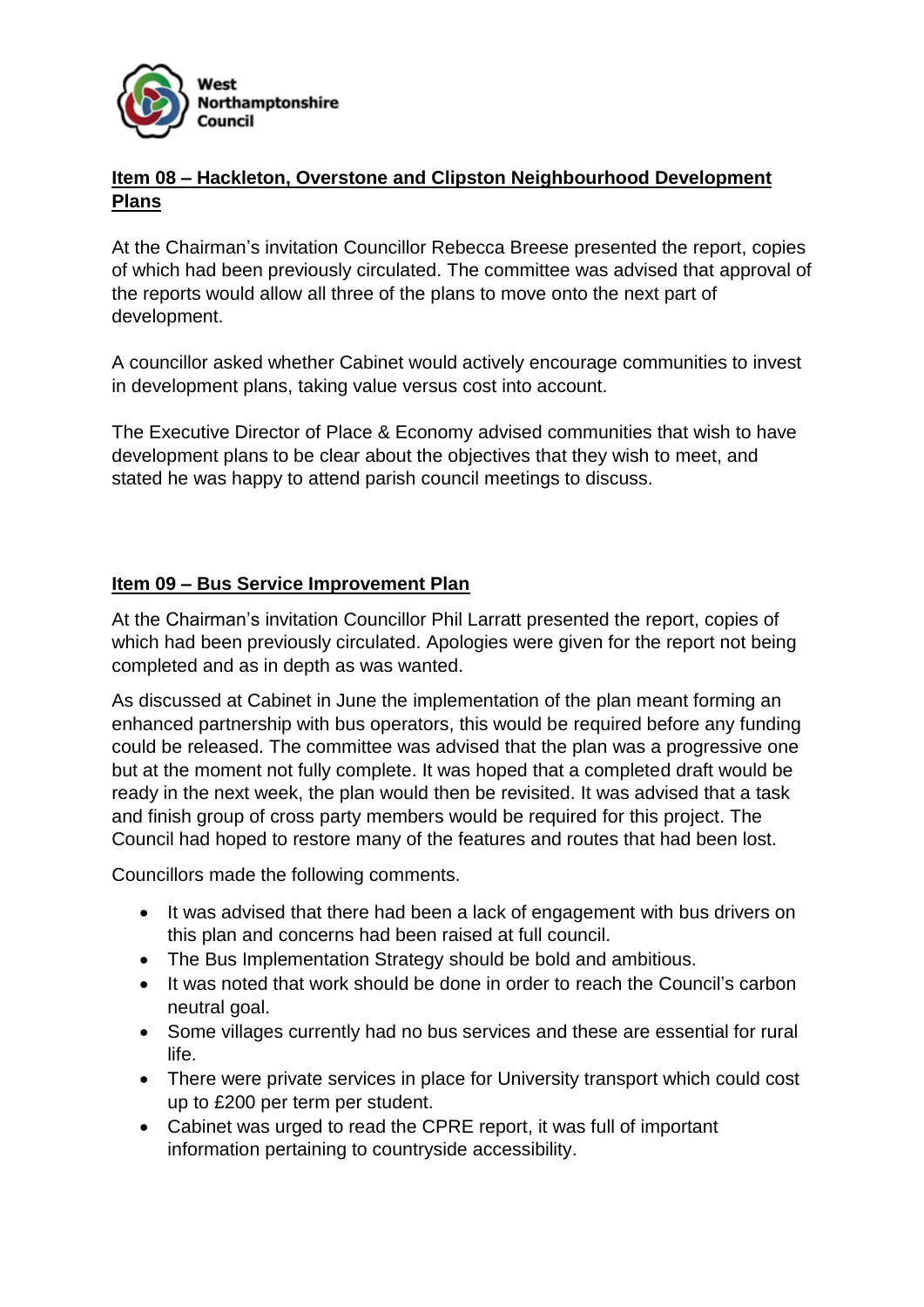## Item 08 – Hackleton, Overstone and Clipston Neighbourhood Development Plans

At the Chairman's invitation Councillor Rebecca Breese presented the report, copies of which had been previously circulated. The committee was advised that approval of the reports would allow all three of the plans to move onto the next part of development.

A councillor asked whether Cabinet would actively encourage communities to invest in development plans, taking value versus cost into account.

The Executive Director of Place & Economy advised communities that wish to have development plans to be clear about the objectives that they wish to meet, and stated he was happy to attend parish council meetings to discuss.

## Item 09 – Bus Service Improvement Plan

At the Chairman's invitation Councillor Phil Larratt presented the report, copies of which had been previously circulated. Apologies were given for the report not being completed and as in depth as was wanted.

As discussed at Cabinet in June the implementation of the plan meant forming an enhanced partnership with bus operators, this would be required before any funding could be released. The committee was advised that the plan was a progressive one but at the moment not fully complete. It was hoped that a completed draft would be ready in the next week, the plan would then be revisited. It was advised that a task and finish group of cross party members would be required for this project. The Council had hoped to restore many of the features and routes that had been lost.

Councillors made the following comments.

- It was advised that there had been a lack of engagement with bus drivers on this plan and concerns had been raised at full council.
- The Bus Implementation Strategy should be bold and ambitious.
- It was noted that work should be done in order to reach the Council's carbon neutral goal.
- Some villages currently had no bus services and these are essential for rural life.
- There were private services in place for University transport which could cost up to £200 per term per student.
- Cabinet was urged to read the CPRE report, it was full of important information pertaining to countryside accessibility.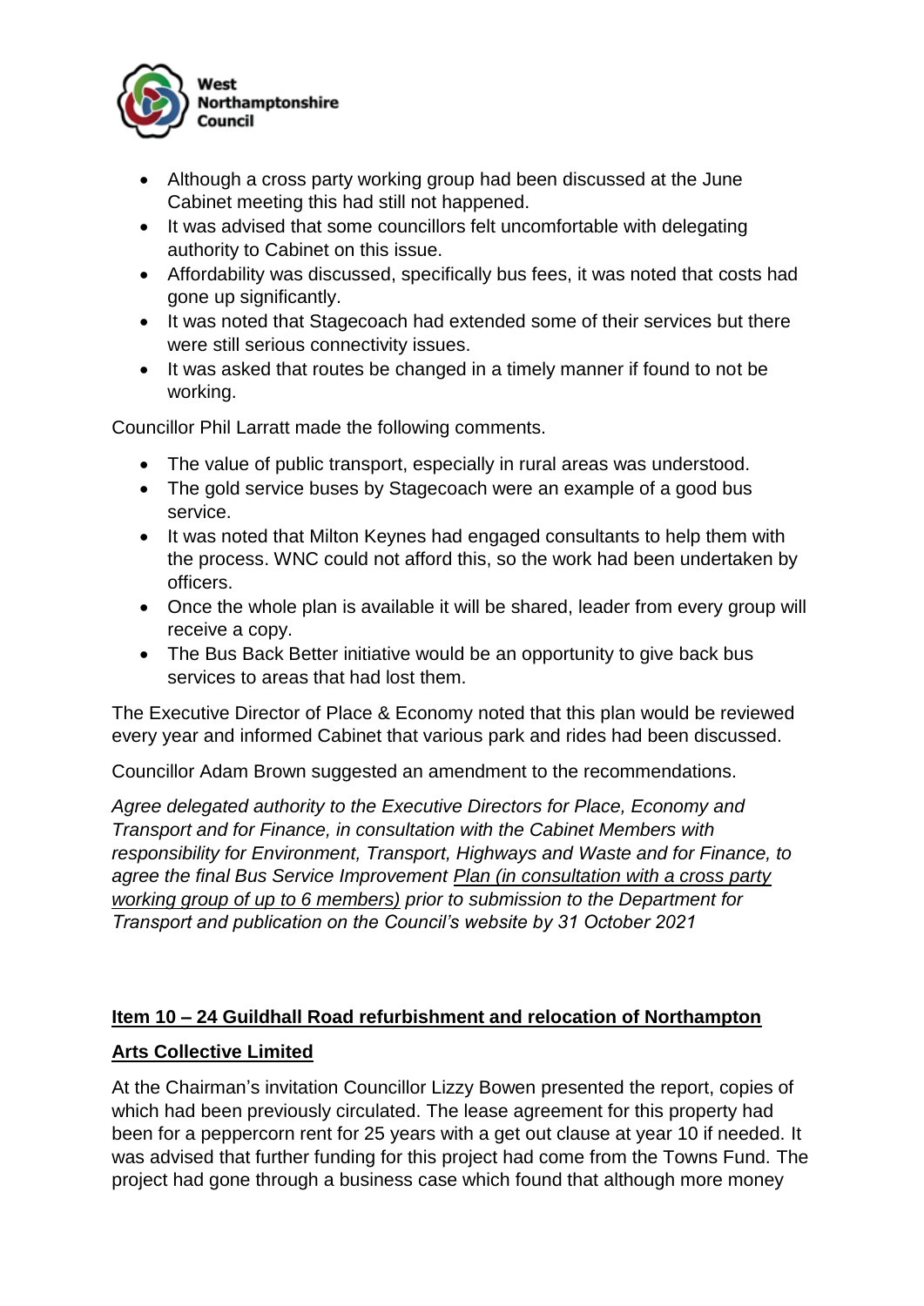- Although a cross party working group had been discussed at the June Cabinet meeting this had still not happened.
- It was advised that some councillors felt uncomfortable with delegating authority to Cabinet on this issue.
- Affordability was discussed, specifically bus fees, it was noted that costs had gone up significantly.
- It was noted that Stagecoach had extended some of their services but there were still serious connectivity issues.
- It was asked that routes be changed in a timely manner if found to not be working.

Councillor Phil Larratt made the following comments.

- The value of public transport, especially in rural areas was understood.
- The gold service buses by Stagecoach were an example of a good bus service.
- It was noted that Milton Keynes had engaged consultants to help them with the process. WNC could not afford this, so the work had been undertaken by officers.
- Once the whole plan is available it will be shared, leader from every group will receive a copy.
- The Bus Back Better initiative would be an opportunity to give back bus services to areas that had lost them.

The Executive Director of Place & Economy noted that this plan would be reviewed every year and informed Cabinet that various park and rides had been discussed.

Councillor Adam Brown suggested an amendment to the recommendations.

*Agree delegated authority to the Executive Directors for Place, Economy and Transport and for Finance, in consultation with the Cabinet Members with responsibility for Environment, Transport, Highways and Waste and for Finance, to agree the final Bus Service Improvement <u>Plan (in consultation with a cross party working group of up to 6 members)</u> prior to submission to the Department for Transport and publication on the Council's website by 31 October 2021*

**<u>Item 10 – 24 Guildhall Road refurbishment and relocation of Northampton Arts Collective Limited</u>**

At the Chairman's invitation Councillor Lizzy Bowen presented the report, copies of which had been previously circulated. The lease agreement for this property had been for a peppercorn rent for 25 years with a get out clause at year 10 if needed. It was advised that further funding for this project had come from the Towns Fund. The project had gone through a business case which found that although more money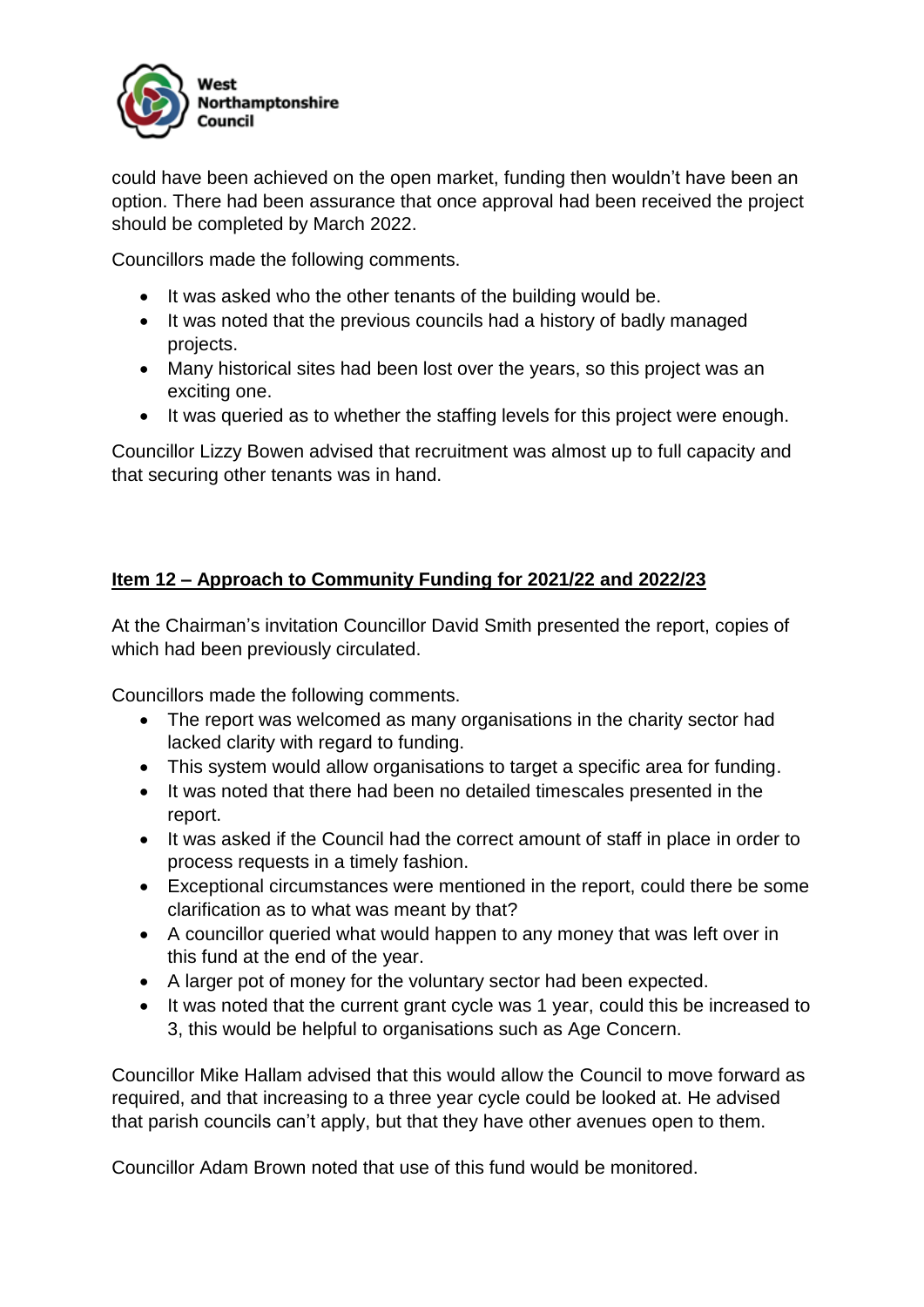could have been achieved on the open market, funding then wouldn't have been an option. There had been assurance that once approval had been received the project should be completed by March 2022.

Councillors made the following comments.

- It was asked who the other tenants of the building would be.
- It was noted that the previous councils had a history of badly managed projects.
- Many historical sites had been lost over the years, so this project was an exciting one.
- It was queried as to whether the staffing levels for this project were enough.

Councillor Lizzy Bowen advised that recruitment was almost up to full capacity and that securing other tenants was in hand.

**Item 12 – Approach to Community Funding for 2021/22 and 2022/23**

At the Chairman's invitation Councillor David Smith presented the report, copies of which had been previously circulated.

Councillors made the following comments.

- The report was welcomed as many organisations in the charity sector had lacked clarity with regard to funding.
- This system would allow organisations to target a specific area for funding.
- It was noted that there had been no detailed timescales presented in the report.
- It was asked if the Council had the correct amount of staff in place in order to process requests in a timely fashion.
- Exceptional circumstances were mentioned in the report, could there be some clarification as to what was meant by that?
- A councillor queried what would happen to any money that was left over in this fund at the end of the year.
- A larger pot of money for the voluntary sector had been expected.
- It was noted that the current grant cycle was 1 year, could this be increased to 3, this would be helpful to organisations such as Age Concern.

Councillor Mike Hallam advised that this would allow the Council to move forward as required, and that increasing to a three year cycle could be looked at. He advised that parish councils can't apply, but that they have other avenues open to them.

Councillor Adam Brown noted that use of this fund would be monitored.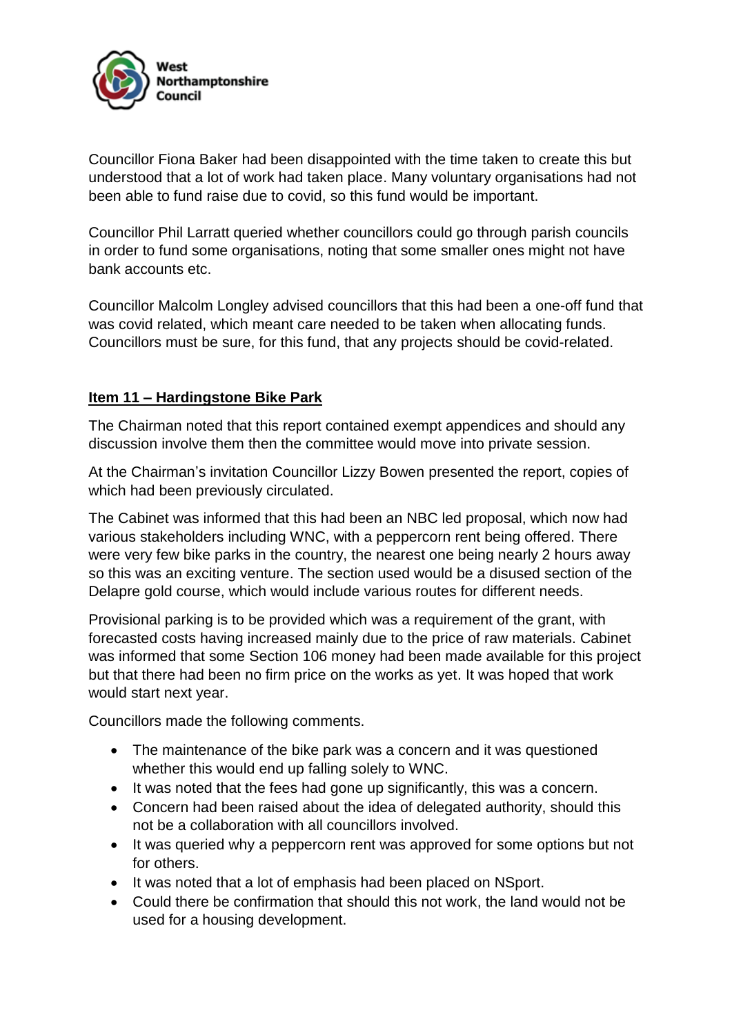Councillor Fiona Baker had been disappointed with the time taken to create this but understood that a lot of work had taken place. Many voluntary organisations had not been able to fund raise due to covid, so this fund would be important.

Councillor Phil Larratt queried whether councillors could go through parish councils in order to fund some organisations, noting that some smaller ones might not have bank accounts etc.

Councillor Malcolm Longley advised councillors that this had been a one-off fund that was covid related, which meant care needed to be taken when allocating funds. Councillors must be sure, for this fund, that any projects should be covid-related.

**Item 11 – Hardingstone Bike Park**

The Chairman noted that this report contained exempt appendices and should any discussion involve them then the committee would move into private session.

At the Chairman's invitation Councillor Lizzy Bowen presented the report, copies of which had been previously circulated.

The Cabinet was informed that this had been an NBC led proposal, which now had various stakeholders including WNC, with a peppercorn rent being offered. There were very few bike parks in the country, the nearest one being nearly 2 hours away so this was an exciting venture. The section used would be a disused section of the Delapre gold course, which would include various routes for different needs.

Provisional parking is to be provided which was a requirement of the grant, with forecasted costs having increased mainly due to the price of raw materials. Cabinet was informed that some Section 106 money had been made available for this project but that there had been no firm price on the works as yet. It was hoped that work would start next year.

Councillors made the following comments.

- The maintenance of the bike park was a concern and it was questioned whether this would end up falling solely to WNC.
- It was noted that the fees had gone up significantly, this was a concern.
- Concern had been raised about the idea of delegated authority, should this not be a collaboration with all councillors involved.
- It was queried why a peppercorn rent was approved for some options but not for others.
- It was noted that a lot of emphasis had been placed on NSport.
- Could there be confirmation that should this not work, the land would not be used for a housing development.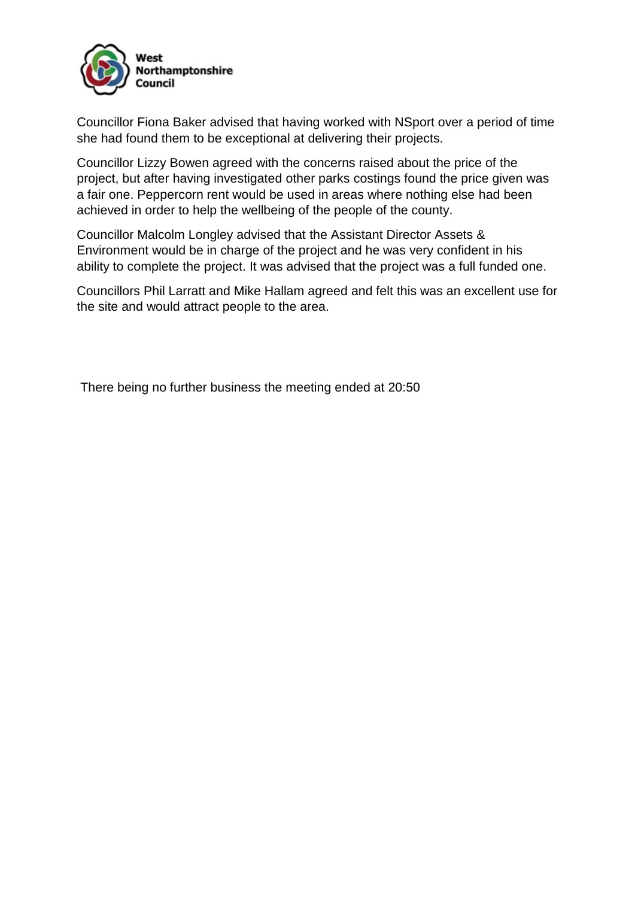Councillor Fiona Baker advised that having worked with NSport over a period of time she had found them to be exceptional at delivering their projects.

Councillor Lizzy Bowen agreed with the concerns raised about the price of the project, but after having investigated other parks costings found the price given was a fair one. Peppercorn rent would be used in areas where nothing else had been achieved in order to help the wellbeing of the people of the county.

Councillor Malcolm Longley advised that the Assistant Director Assets & Environment would be in charge of the project and he was very confident in his ability to complete the project. It was advised that the project was a full funded one.

Councillors Phil Larratt and Mike Hallam agreed and felt this was an excellent use for the site and would attract people to the area.

There being no further business the meeting ended at 20:50